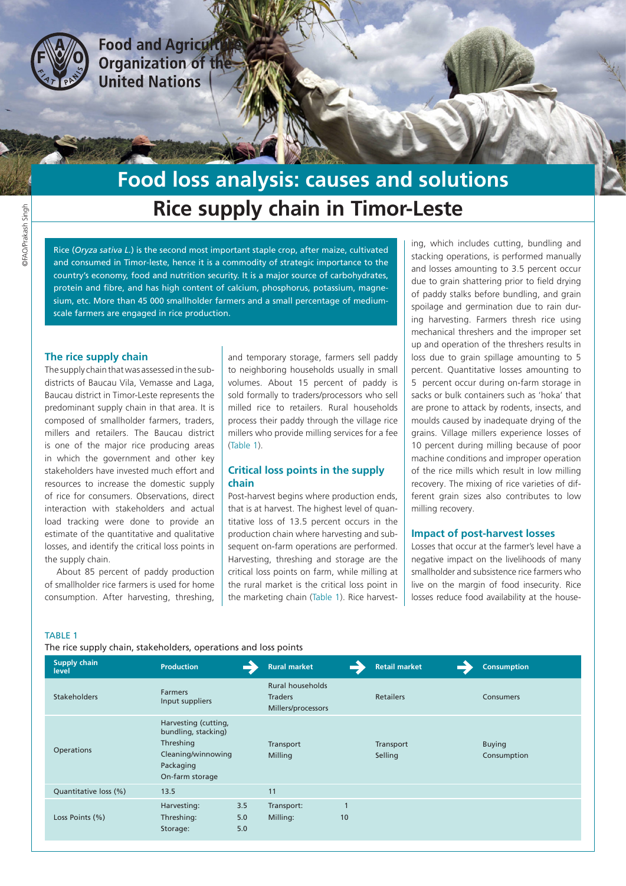Food and Agriculture Organization of the United Nations

# Food loss analysis: causes and solutions

## Rice supply chain in Timor-Leste

Rice (*Oryza sativa L.*) is the second most important staple crop, after maize, cultivated and consumed in Timor-leste, hence it is a commodity of strategic importance to the country's economy, food and nutrition security. It is a major source of carbohydrates, protein and fibre, and has high content of calcium, phosphorus, potassium, magnesium, etc. More than 45 000 smallholder farmers and a small percentage of medium-scale farmers are engaged in rice production.

### The rice supply chain

The supply chain that was assessed in the sub-districts of Baucau Vila, Vemasse and Laga, Baucau district in Timor-Leste represents the predominant supply chain in that area. It is composed of smallholder farmers, traders, millers and retailers. The Baucau district is one of the major rice producing areas in which the government and other key stakeholders have invested much effort and resources to increase the domestic supply of rice for consumers. Observations, direct interaction with stakeholders and actual load tracking were done to provide an estimate of the quantitative and qualitative losses, and identify the critical loss points in the supply chain.

About 85 percent of paddy production of smallholder rice farmers is used for home consumption. After harvesting, threshing, and temporary storage, farmers sell paddy to neighboring households usually in small volumes. About 15 percent of paddy is sold formally to traders/processors who sell milled rice to retailers. Rural households process their paddy through the village rice millers who provide milling services for a fee (Table 1).

### Critical loss points in the supply chain

Post-harvest begins where production ends, that is at harvest. The highest level of quantitative loss of 13.5 percent occurs in the production chain where harvesting and subsequent on-farm operations are performed. Harvesting, threshing and storage are the critical loss points on farm, while milling at the rural market is the critical loss point in the marketing chain (Table 1). Rice harvesting, which includes cutting, bundling and stacking operations, is performed manually and losses amounting to 3.5 percent occur due to grain shattering prior to field drying of paddy stalks before bundling, and grain spoilage and germination due to rain during harvesting. Farmers thresh rice using mechanical threshers and the improper set up and operation of the threshers results in loss due to grain spillage amounting to 5 percent. Quantitative losses amounting to 5 percent occur during on-farm storage in sacks or bulk containers such as 'hoka' that are prone to attack by rodents, insects, and moulds caused by inadequate drying of the grains. Village millers experience losses of 10 percent during milling because of poor machine conditions and improper operation of the rice mills which result in low milling recovery. The mixing of rice varieties of different grain sizes also contributes to low milling recovery.

### Impact of post-harvest losses

Losses that occur at the farmer's level have a negative impact on the livelihoods of many smallholder and subsistence rice farmers who live on the margin of food insecurity. Rice losses reduce food availability at the house-

TABLE 1

The rice supply chain, stakeholders, operations and loss points

| Supply chain level | Production | | Rural market | | Retail market | Consumption |
|---|---|---|---|---|---|---|
| Stakeholders | Farmers<br>Input suppliers | | Rural households<br>Traders<br>Millers/processors | | Retailers | Consumers |
| Operations | Harvesting (cutting, bundling, stacking)<br>Threshing<br>Cleaning/winnowing<br>Packaging<br>On-farm storage | | Transport<br>Milling | | Transport<br>Selling | Buying<br>Consumption |
| Quantitative loss (%) | 13.5 | | 11 | | | |
| Loss Points (%) | Harvesting:<br>Threshing:<br>Storage: | 3.5<br>5.0<br>5.0 | Transport:<br>Milling: | 1<br>10 | | |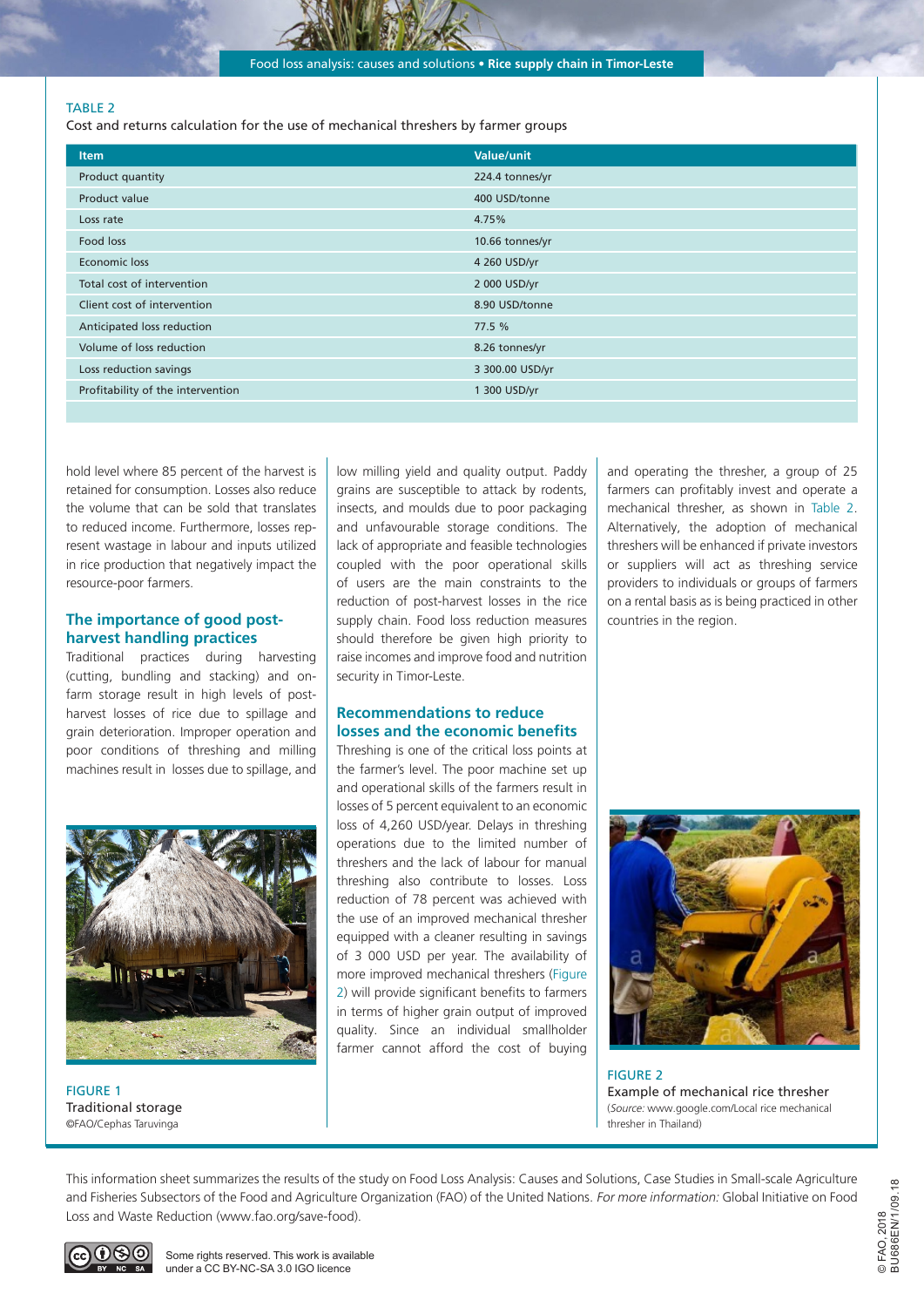TABLE 2
Cost and returns calculation for the use of mechanical threshers by farmer groups

| Item | Value/unit |
|---|---|
| Product quantity | 224.4 tonnes/yr |
| Product value | 400 USD/tonne |
| Loss rate | 4.75% |
| Food loss | 10.66 tonnes/yr |
| Economic loss | 4 260 USD/yr |
| Total cost of intervention | 2 000 USD/yr |
| Client cost of intervention | 8.90 USD/tonne |
| Anticipated loss reduction | 77.5 % |
| Volume of loss reduction | 8.26 tonnes/yr |
| Loss reduction savings | 3 300.00 USD/yr |
| Profitability of the intervention | 1 300 USD/yr |

hold level where 85 percent of the harvest is retained for consumption. Losses also reduce the volume that can be sold that translates to reduced income. Furthermore, losses represent wastage in labour and inputs utilized in rice production that negatively impact the resource-poor farmers.

## The importance of good post-harvest handling practices

Traditional practices during harvesting (cutting, bundling and stacking) and on-farm storage result in high levels of post-harvest losses of rice due to spillage and grain deterioration. Improper operation and poor conditions of threshing and milling machines result in losses due to spillage, and low milling yield and quality output. Paddy grains are susceptible to attack by rodents, insects, and moulds due to poor packaging and unfavourable storage conditions. The lack of appropriate and feasible technologies coupled with the poor operational skills of users are the main constraints to the reduction of post-harvest losses in the rice supply chain. Food loss reduction measures should therefore be given high priority to raise incomes and improve food and nutrition security in Timor-Leste.

FIGURE 1
Traditional storage
©FAO/Cephas Taruvinga

## Recommendations to reduce losses and the economic benefits

Threshing is one of the critical loss points at the farmer's level. The poor machine set up and operational skills of the farmers result in losses of 5 percent equivalent to an economic loss of 4,260 USD/year. Delays in threshing operations due to the limited number of threshers and the lack of labour for manual threshing also contribute to losses. Loss reduction of 78 percent was achieved with the use of an improved mechanical thresher equipped with a cleaner resulting in savings of 3 000 USD per year. The availability of more improved mechanical threshers (Figure 2) will provide significant benefits to farmers in terms of higher grain output of improved quality. Since an individual smallholder farmer cannot afford the cost of buying and operating the thresher, a group of 25 farmers can profitably invest and operate a mechanical thresher, as shown in Table 2. Alternatively, the adoption of mechanical threshers will be enhanced if private investors or suppliers will act as threshing service providers to individuals or groups of farmers on a rental basis as is being practiced in other countries in the region.

FIGURE 2
Example of mechanical rice thresher
(*Source:* www.google.com/Local rice mechanical thresher in Thailand)

This information sheet summarizes the results of the study on Food Loss Analysis: Causes and Solutions, Case Studies in Small-scale Agriculture and Fisheries Subsectors of the Food and Agriculture Organization (FAO) of the United Nations. *For more information:* Global Initiative on Food Loss and Waste Reduction (www.fao.org/save-food).

Some rights reserved. This work is available under a CC BY-NC-SA 3.0 IGO licence

© FAO, 2018
BU686EN/1/09.18